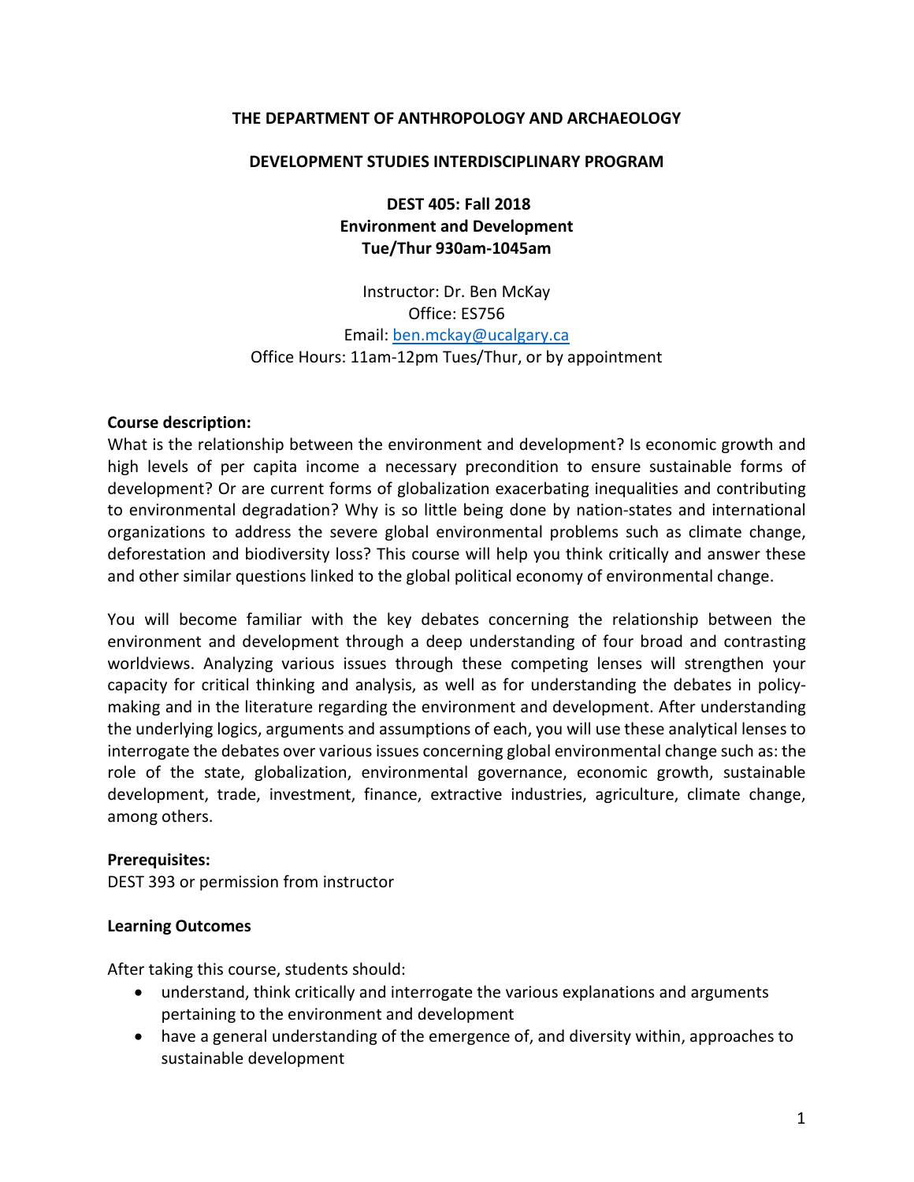**THE DEPARTMENT OF ANTHROPOLOGY AND ARCHAEOLOGY**

**DEVELOPMENT STUDIES INTERDISCIPLINARY PROGRAM**

**DEST 405: Fall 2018**
**Environment and Development**
**Tue/Thur 930am-1045am**

Instructor: Dr. Ben McKay
Office: ES756
Email: ben.mckay@ucalgary.ca
Office Hours: 11am-12pm Tues/Thur, or by appointment

**Course description:**
What is the relationship between the environment and development? Is economic growth and high levels of per capita income a necessary precondition to ensure sustainable forms of development? Or are current forms of globalization exacerbating inequalities and contributing to environmental degradation? Why is so little being done by nation-states and international organizations to address the severe global environmental problems such as climate change, deforestation and biodiversity loss? This course will help you think critically and answer these and other similar questions linked to the global political economy of environmental change.

You will become familiar with the key debates concerning the relationship between the environment and development through a deep understanding of four broad and contrasting worldviews. Analyzing various issues through these competing lenses will strengthen your capacity for critical thinking and analysis, as well as for understanding the debates in policy-making and in the literature regarding the environment and development. After understanding the underlying logics, arguments and assumptions of each, you will use these analytical lenses to interrogate the debates over various issues concerning global environmental change such as: the role of the state, globalization, environmental governance, economic growth, sustainable development, trade, investment, finance, extractive industries, agriculture, climate change, among others.

**Prerequisites:**
DEST 393 or permission from instructor

**Learning Outcomes**

After taking this course, students should:

- understand, think critically and interrogate the various explanations and arguments pertaining to the environment and development
- have a general understanding of the emergence of, and diversity within, approaches to sustainable development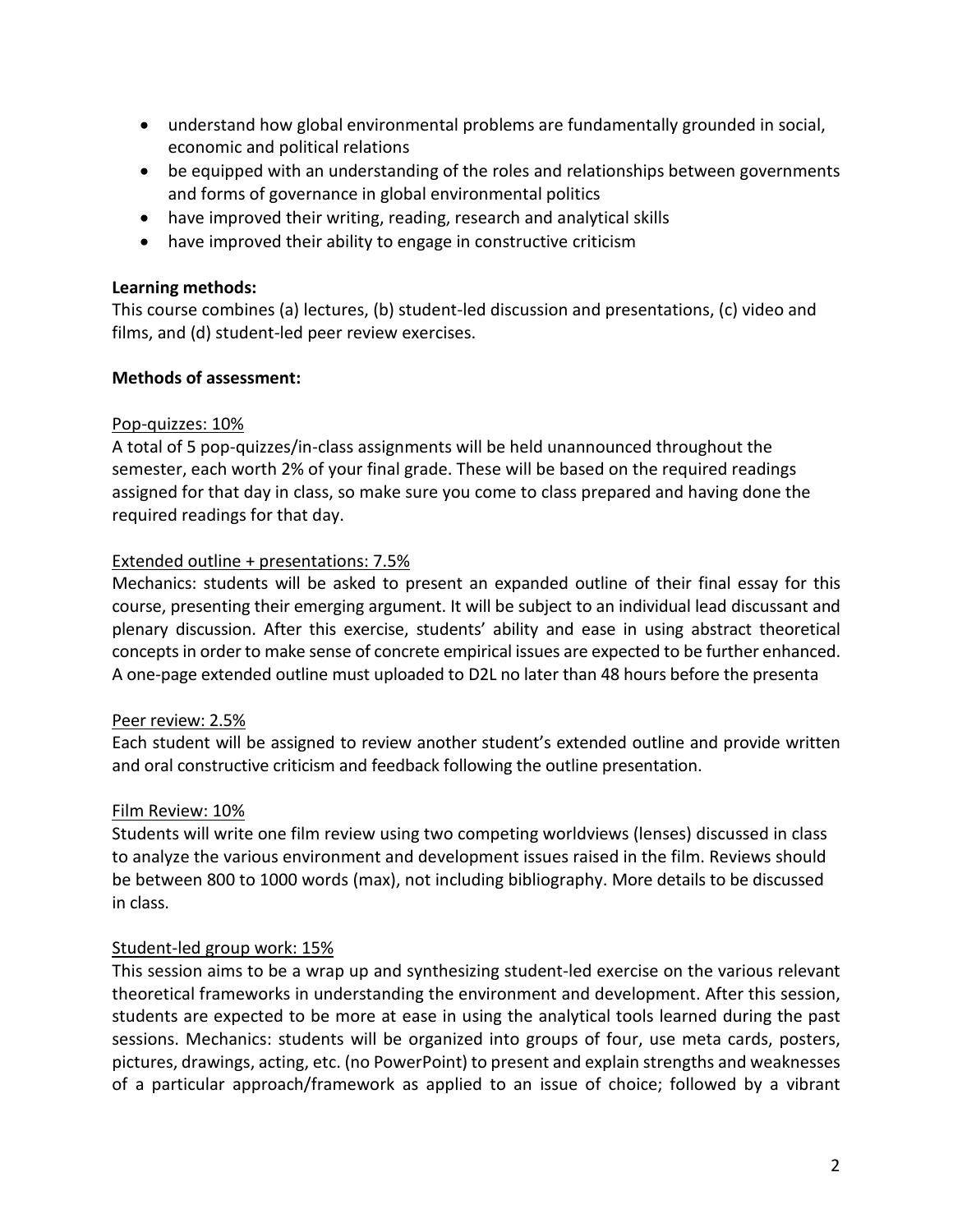- understand how global environmental problems are fundamentally grounded in social, economic and political relations
- be equipped with an understanding of the roles and relationships between governments and forms of governance in global environmental politics
- have improved their writing, reading, research and analytical skills
- have improved their ability to engage in constructive criticism

**Learning methods:**

This course combines (a) lectures, (b) student-led discussion and presentations, (c) video and films, and (d) student-led peer review exercises.

**Methods of assessment:**

Pop-quizzes: 10%

A total of 5 pop-quizzes/in-class assignments will be held unannounced throughout the semester, each worth 2% of your final grade. These will be based on the required readings assigned for that day in class, so make sure you come to class prepared and having done the required readings for that day.

Extended outline + presentations: 7.5%

Mechanics: students will be asked to present an expanded outline of their final essay for this course, presenting their emerging argument. It will be subject to an individual lead discussant and plenary discussion. After this exercise, students' ability and ease in using abstract theoretical concepts in order to make sense of concrete empirical issues are expected to be further enhanced. A one-page extended outline must uploaded to D2L no later than 48 hours before the presenta

Peer review: 2.5%

Each student will be assigned to review another student's extended outline and provide written and oral constructive criticism and feedback following the outline presentation.

Film Review: 10%

Students will write one film review using two competing worldviews (lenses) discussed in class to analyze the various environment and development issues raised in the film. Reviews should be between 800 to 1000 words (max), not including bibliography. More details to be discussed in class.

Student-led group work: 15%

This session aims to be a wrap up and synthesizing student-led exercise on the various relevant theoretical frameworks in understanding the environment and development. After this session, students are expected to be more at ease in using the analytical tools learned during the past sessions. Mechanics: students will be organized into groups of four, use meta cards, posters, pictures, drawings, acting, etc. (no PowerPoint) to present and explain strengths and weaknesses of a particular approach/framework as applied to an issue of choice; followed by a vibrant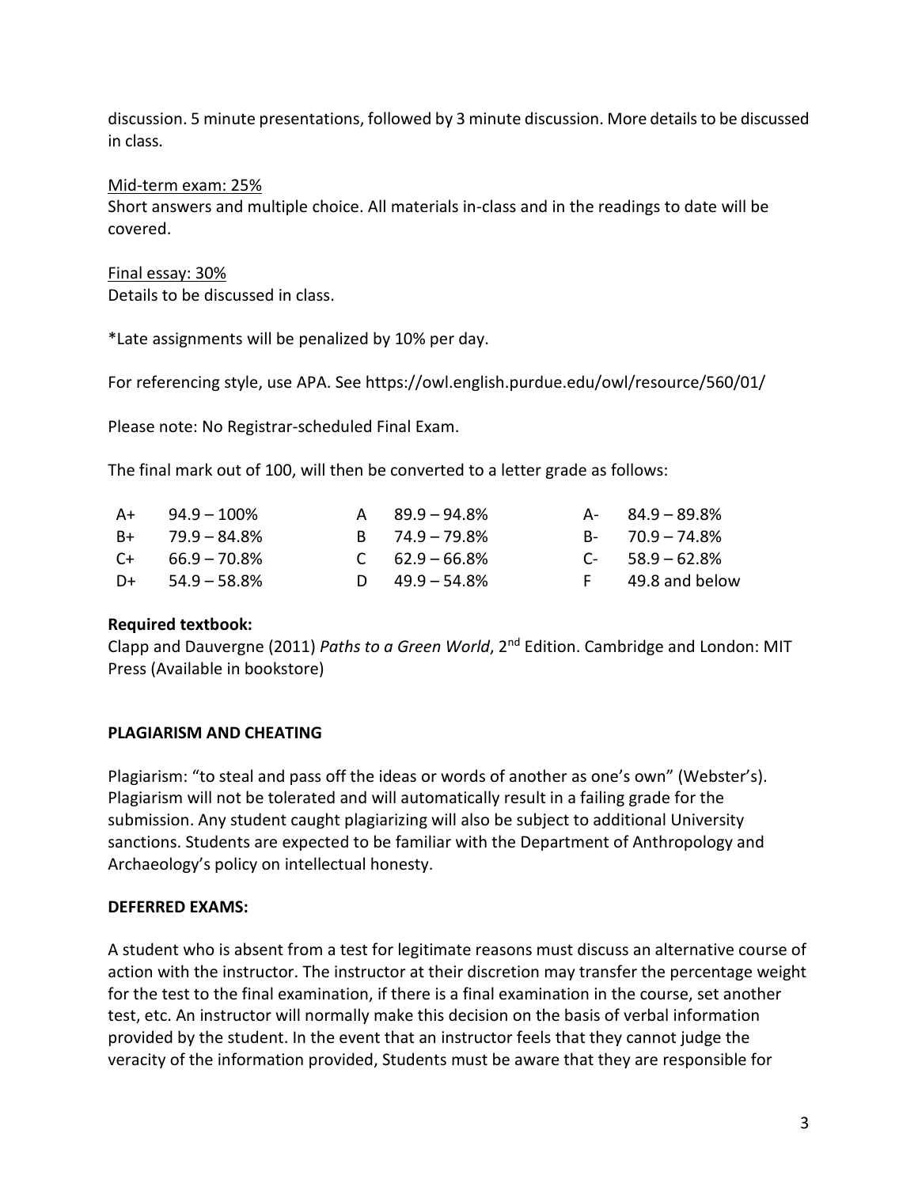discussion. 5 minute presentations, followed by 3 minute discussion. More details to be discussed in class.

<u>Mid-term exam: 25%</u>
Short answers and multiple choice. All materials in-class and in the readings to date will be covered.

<u>Final essay: 30%</u>
Details to be discussed in class.

*Late assignments will be penalized by 10% per day.

For referencing style, use APA. See https://owl.english.purdue.edu/owl/resource/560/01/

Please note: No Registrar-scheduled Final Exam.

The final mark out of 100, will then be converted to a letter grade as follows:

| | | | | | |
|---|---|---|---|---|---|
| A+ | 94.9 – 100% | A | 89.9 – 94.8% | A- | 84.9 – 89.8% |
| B+ | 79.9 – 84.8% | B | 74.9 – 79.8% | B- | 70.9 – 74.8% |
| C+ | 66.9 – 70.8% | C | 62.9 – 66.8% | C- | 58.9 – 62.8% |
| D+ | 54.9 – 58.8% | D | 49.9 – 54.8% | F | 49.8 and below |

**Required textbook:**
Clapp and Dauvergne (2011) *Paths to a Green World*, 2nd Edition. Cambridge and London: MIT Press (Available in bookstore)

**PLAGIARISM AND CHEATING**

Plagiarism: "to steal and pass off the ideas or words of another as one's own" (Webster's). Plagiarism will not be tolerated and will automatically result in a failing grade for the submission. Any student caught plagiarizing will also be subject to additional University sanctions. Students are expected to be familiar with the Department of Anthropology and Archaeology's policy on intellectual honesty.

**DEFERRED EXAMS:**

A student who is absent from a test for legitimate reasons must discuss an alternative course of action with the instructor. The instructor at their discretion may transfer the percentage weight for the test to the final examination, if there is a final examination in the course, set another test, etc. An instructor will normally make this decision on the basis of verbal information provided by the student. In the event that an instructor feels that they cannot judge the veracity of the information provided, Students must be aware that they are responsible for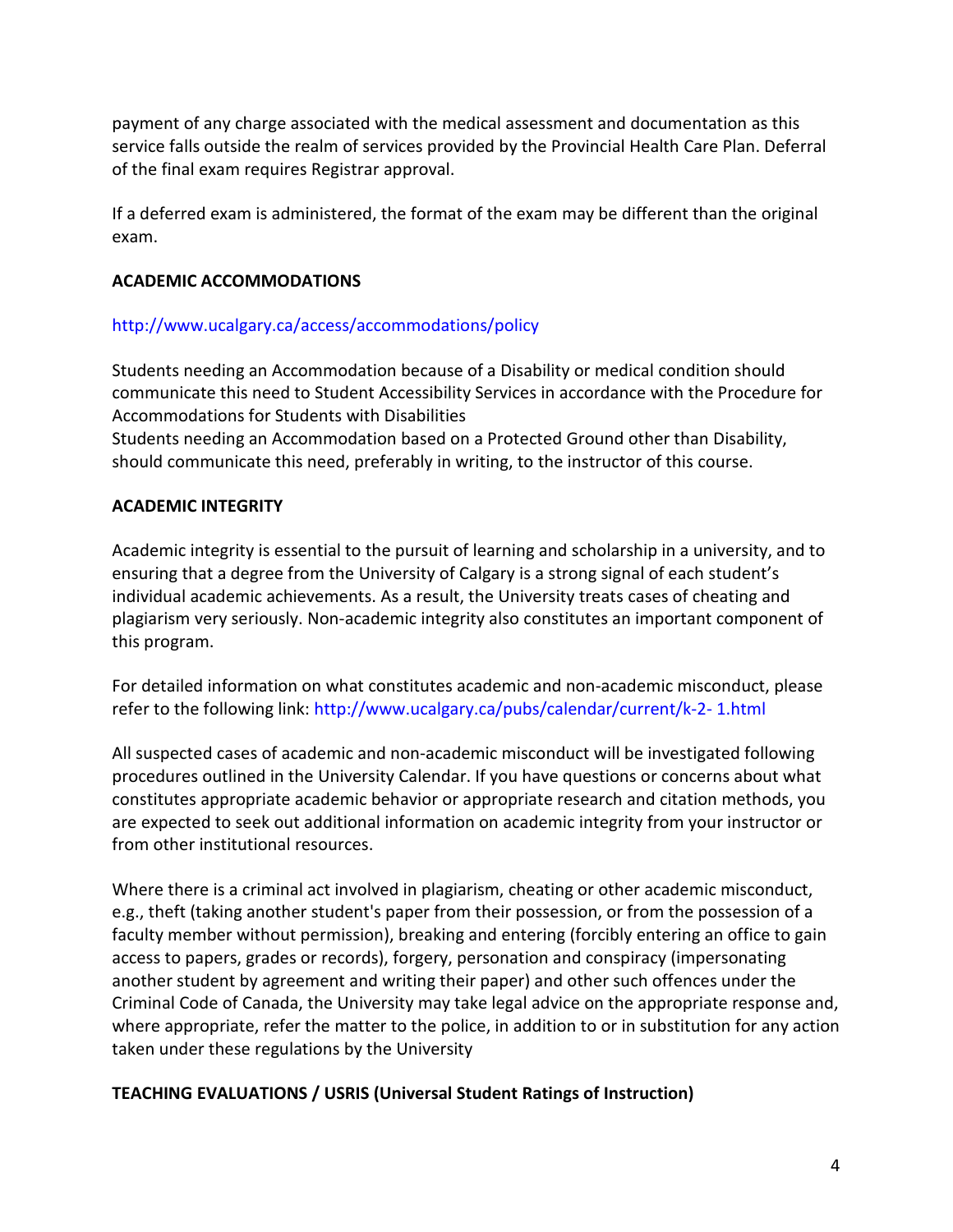payment of any charge associated with the medical assessment and documentation as this service falls outside the realm of services provided by the Provincial Health Care Plan. Deferral of the final exam requires Registrar approval.

If a deferred exam is administered, the format of the exam may be different than the original exam.

**ACADEMIC ACCOMMODATIONS**

http://www.ucalgary.ca/access/accommodations/policy

Students needing an Accommodation because of a Disability or medical condition should communicate this need to Student Accessibility Services in accordance with the Procedure for Accommodations for Students with Disabilities
Students needing an Accommodation based on a Protected Ground other than Disability, should communicate this need, preferably in writing, to the instructor of this course.

**ACADEMIC INTEGRITY**

Academic integrity is essential to the pursuit of learning and scholarship in a university, and to ensuring that a degree from the University of Calgary is a strong signal of each student's individual academic achievements. As a result, the University treats cases of cheating and plagiarism very seriously. Non-academic integrity also constitutes an important component of this program.

For detailed information on what constitutes academic and non-academic misconduct, please refer to the following link: http://www.ucalgary.ca/pubs/calendar/current/k-2- 1.html

All suspected cases of academic and non-academic misconduct will be investigated following procedures outlined in the University Calendar. If you have questions or concerns about what constitutes appropriate academic behavior or appropriate research and citation methods, you are expected to seek out additional information on academic integrity from your instructor or from other institutional resources.

Where there is a criminal act involved in plagiarism, cheating or other academic misconduct, e.g., theft (taking another student's paper from their possession, or from the possession of a faculty member without permission), breaking and entering (forcibly entering an office to gain access to papers, grades or records), forgery, personation and conspiracy (impersonating another student by agreement and writing their paper) and other such offences under the Criminal Code of Canada, the University may take legal advice on the appropriate response and, where appropriate, refer the matter to the police, in addition to or in substitution for any action taken under these regulations by the University

**TEACHING EVALUATIONS / USRIS (Universal Student Ratings of Instruction)**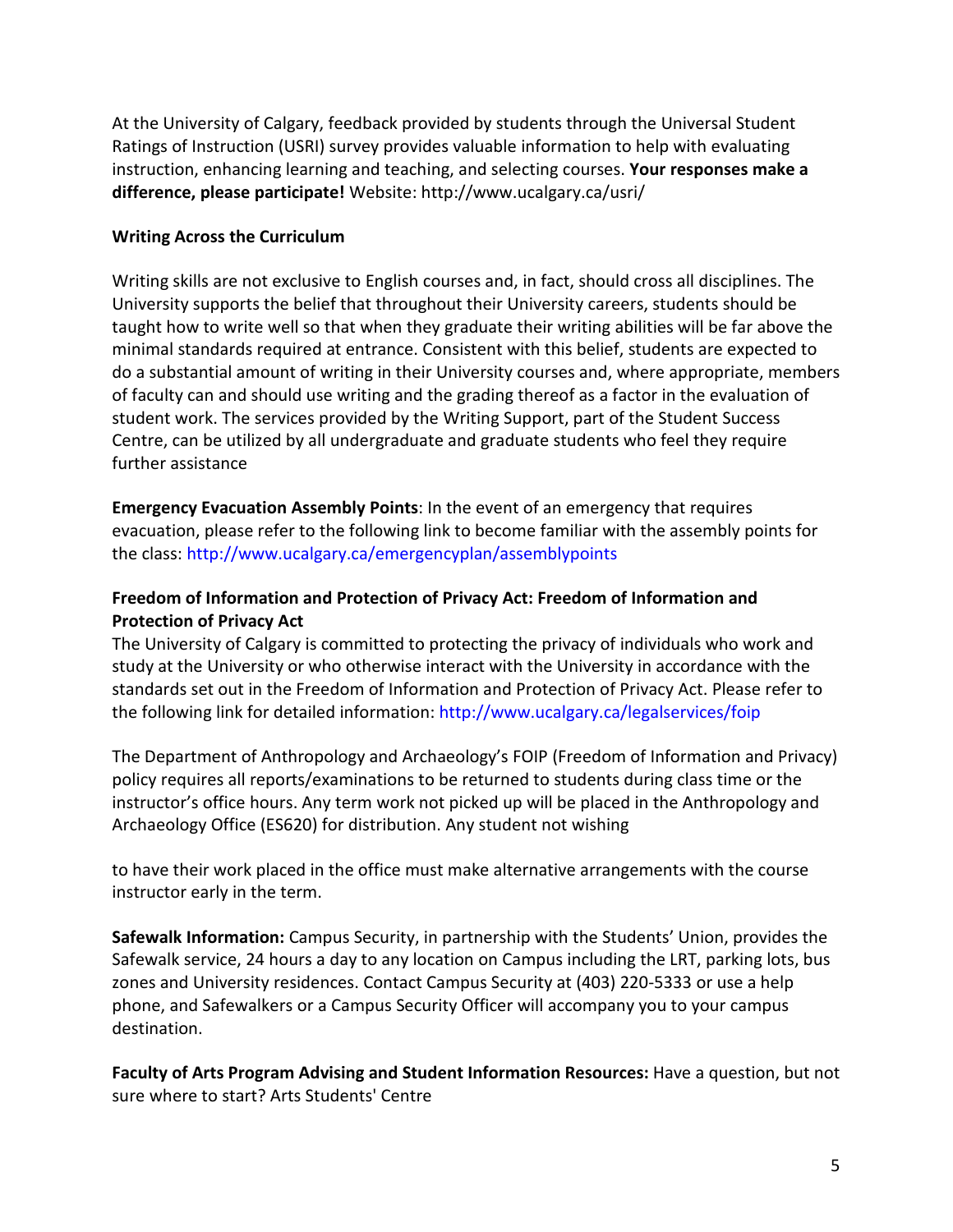At the University of Calgary, feedback provided by students through the Universal Student Ratings of Instruction (USRI) survey provides valuable information to help with evaluating instruction, enhancing learning and teaching, and selecting courses. **Your responses make a difference, please participate!** Website: http://www.ucalgary.ca/usri/

**Writing Across the Curriculum**

Writing skills are not exclusive to English courses and, in fact, should cross all disciplines. The University supports the belief that throughout their University careers, students should be taught how to write well so that when they graduate their writing abilities will be far above the minimal standards required at entrance. Consistent with this belief, students are expected to do a substantial amount of writing in their University courses and, where appropriate, members of faculty can and should use writing and the grading thereof as a factor in the evaluation of student work. The services provided by the Writing Support, part of the Student Success Centre, can be utilized by all undergraduate and graduate students who feel they require further assistance

**Emergency Evacuation Assembly Points**: In the event of an emergency that requires evacuation, please refer to the following link to become familiar with the assembly points for the class: http://www.ucalgary.ca/emergencyplan/assemblypoints

**Freedom of Information and Protection of Privacy Act: Freedom of Information and Protection of Privacy Act**

The University of Calgary is committed to protecting the privacy of individuals who work and study at the University or who otherwise interact with the University in accordance with the standards set out in the Freedom of Information and Protection of Privacy Act. Please refer to the following link for detailed information: http://www.ucalgary.ca/legalservices/foip

The Department of Anthropology and Archaeology's FOIP (Freedom of Information and Privacy) policy requires all reports/examinations to be returned to students during class time or the instructor's office hours. Any term work not picked up will be placed in the Anthropology and Archaeology Office (ES620) for distribution. Any student not wishing to have their work placed in the office must make alternative arrangements with the course instructor early in the term.

**Safewalk Information:** Campus Security, in partnership with the Students' Union, provides the Safewalk service, 24 hours a day to any location on Campus including the LRT, parking lots, bus zones and University residences. Contact Campus Security at (403) 220-5333 or use a help phone, and Safewalkers or a Campus Security Officer will accompany you to your campus destination.

**Faculty of Arts Program Advising and Student Information Resources:** Have a question, but not sure where to start? Arts Students' Centre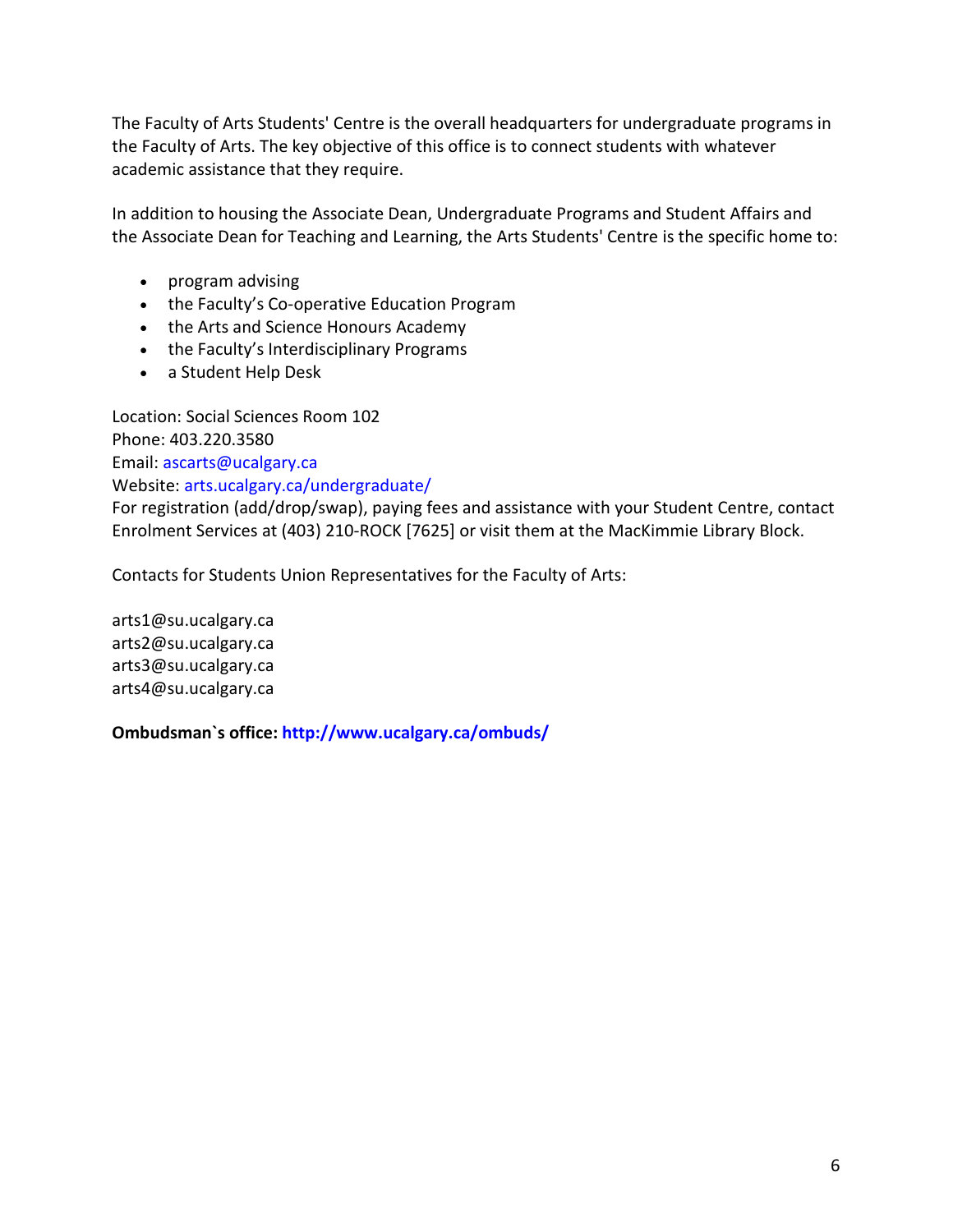The Faculty of Arts Students' Centre is the overall headquarters for undergraduate programs in the Faculty of Arts. The key objective of this office is to connect students with whatever academic assistance that they require.

In addition to housing the Associate Dean, Undergraduate Programs and Student Affairs and the Associate Dean for Teaching and Learning, the Arts Students' Centre is the specific home to:

- program advising
- the Faculty's Co-operative Education Program
- the Arts and Science Honours Academy
- the Faculty's Interdisciplinary Programs
- a Student Help Desk

Location: Social Sciences Room 102
Phone: 403.220.3580
Email: ascarts@ucalgary.ca
Website: arts.ucalgary.ca/undergraduate/
For registration (add/drop/swap), paying fees and assistance with your Student Centre, contact Enrolment Services at (403) 210-ROCK [7625] or visit them at the MacKimmie Library Block.

Contacts for Students Union Representatives for the Faculty of Arts:

arts1@su.ucalgary.ca
arts2@su.ucalgary.ca
arts3@su.ucalgary.ca
arts4@su.ucalgary.ca

**Ombudsman`s office: http://www.ucalgary.ca/ombuds/**